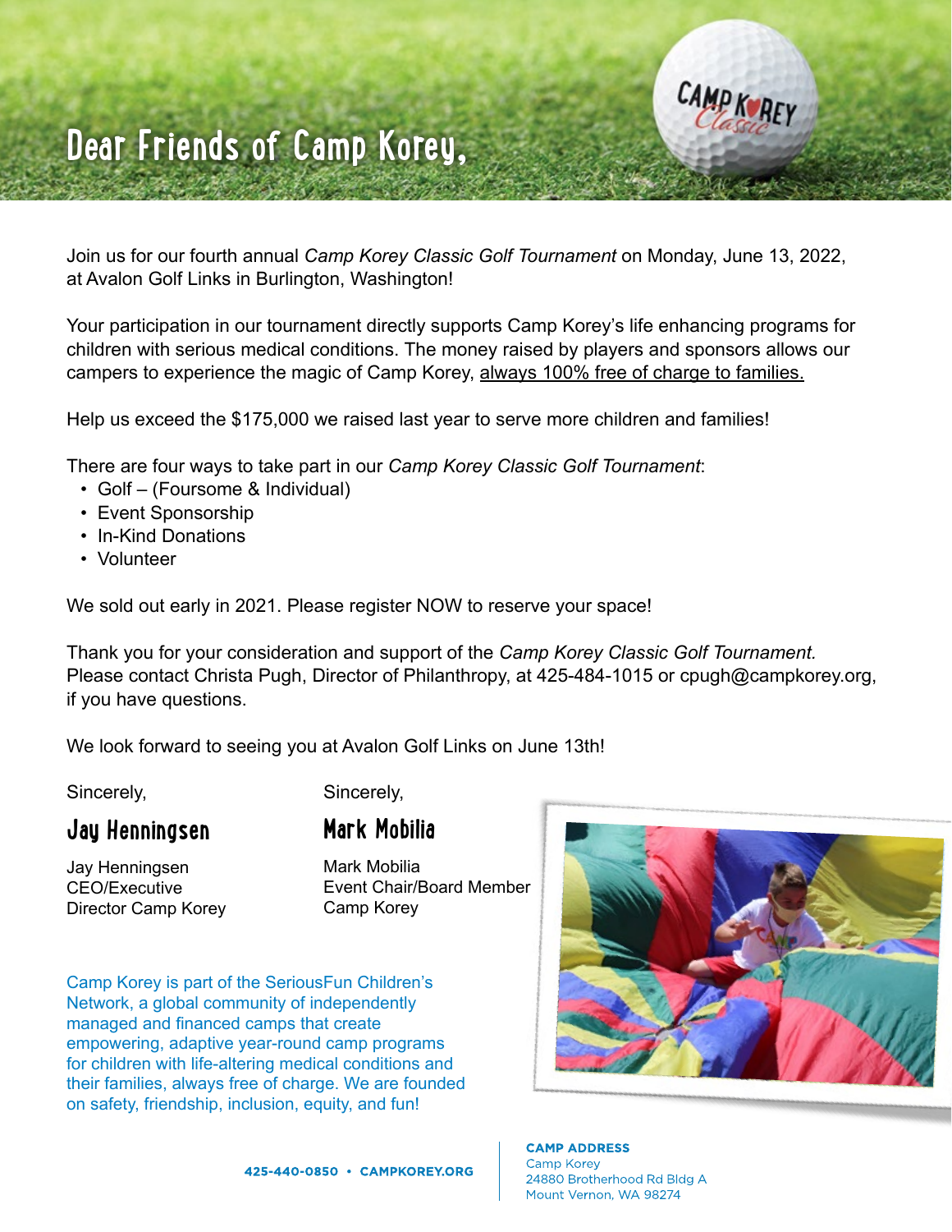# Dear Friends of Camp Korey,

Join us for our fourth annual *Camp Korey Classic Golf Tournament* on Monday, June 13, 2022, at Avalon Golf Links in Burlington, Washington!

Your participation in our tournament directly supports Camp Korey's life enhancing programs for children with serious medical conditions. The money raised by players and sponsors allows our campers to experience the magic of Camp Korey, always 100% free of charge to families.

Help us exceed the $175,000 we raised last year to serve more children and families!

There are four ways to take part in our *Camp Korey Classic Golf Tournament*:

- Golf – (Foursome & Individual)
- Event Sponsorship
- In-Kind Donations
- Volunteer

We sold out early in 2021. Please register NOW to reserve your space!

Thank you for your consideration and support of the *Camp Korey Classic Golf Tournament.* Please contact Christa Pugh, Director of Philanthropy, at 425-484-1015 or cpugh@campkorey.org, if you have questions.

We look forward to seeing you at Avalon Golf Links on June 13th!

Sincerely,

Jay Henningsen

Jay Henningsen
CEO/Executive
Director Camp Korey

Sincerely,

Mark Mobilia

Mark Mobilia
Event Chair/Board Member
Camp Korey

Camp Korey is part of the SeriousFun Children's Network, a global community of independently managed and financed camps that create empowering, adaptive year-round camp programs for children with life-altering medical conditions and their families, always free of charge. We are founded on safety, friendship, inclusion, equity, and fun!

425-440-0850 • CAMPKOREY.ORG

**CAMP ADDRESS**
Camp Korey
24880 Brotherhood Rd Bldg A
Mount Vernon, WA 98274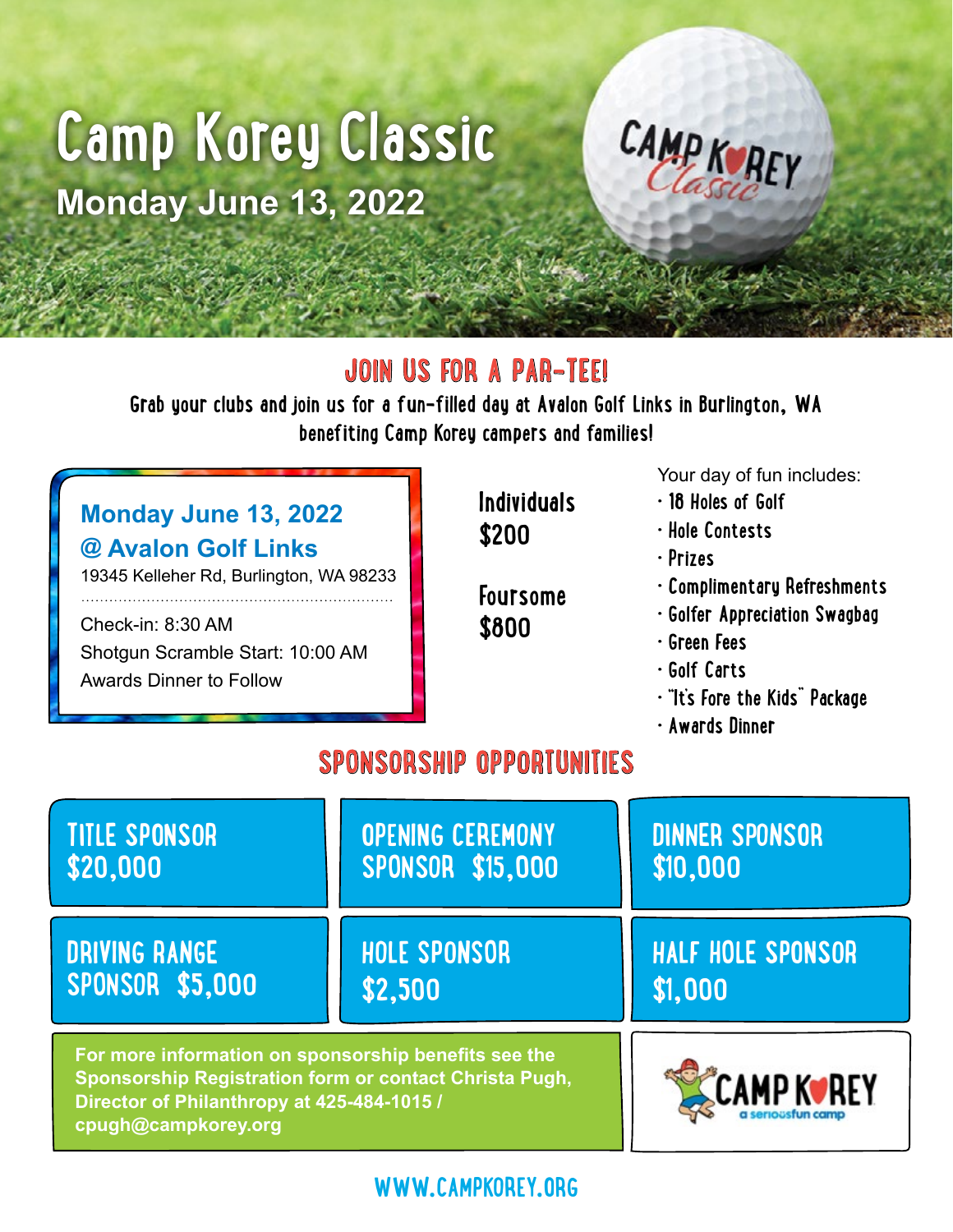# Camp Korey Classic

**Monday June 13, 2022**

## JOIN US FOR A PAR-TEE!

Grab your clubs and join us for a fun-filled day at Avalon Golf Links in Burlington, WA benefiting Camp Korey campers and families!

**Monday June 13, 2022**
**@ Avalon Golf Links**
19345 Kelleher Rd, Burlington, WA 98233

Check-in: 8:30 AM
Shotgun Scramble Start: 10:00 AM
Awards Dinner to Follow

**Individuals**
**$200**

**Foursome**
**$800**

Your day of fun includes:

- 18 Holes of Golf
- Hole Contests
- Prizes
- Complimentary Refreshments
- Golfer Appreciation Swagbag
- Green Fees
- Golf Carts
- "It's Fore the Kids" Package
- Awards Dinner

## SPONSORSHIP OPPORTUNITIES

| | | |
|---|---|---|
| TITLE SPONSOR $20,000 | OPENING CEREMONY SPONSOR $15,000 | DINNER SPONSOR $10,000 |
| DRIVING RANGE SPONSOR $5,000 | HOLE SPONSOR $2,500 | HALF HOLE SPONSOR $1,000 |

**For more information on sponsorship benefits see the Sponsorship Registration form or contact Christa Pugh, Director of Philanthropy at 425-484-1015 / cpugh@campkorey.org**

CAMP KOREY
a seriousfun camp

WWW.CAMPKOREY.ORG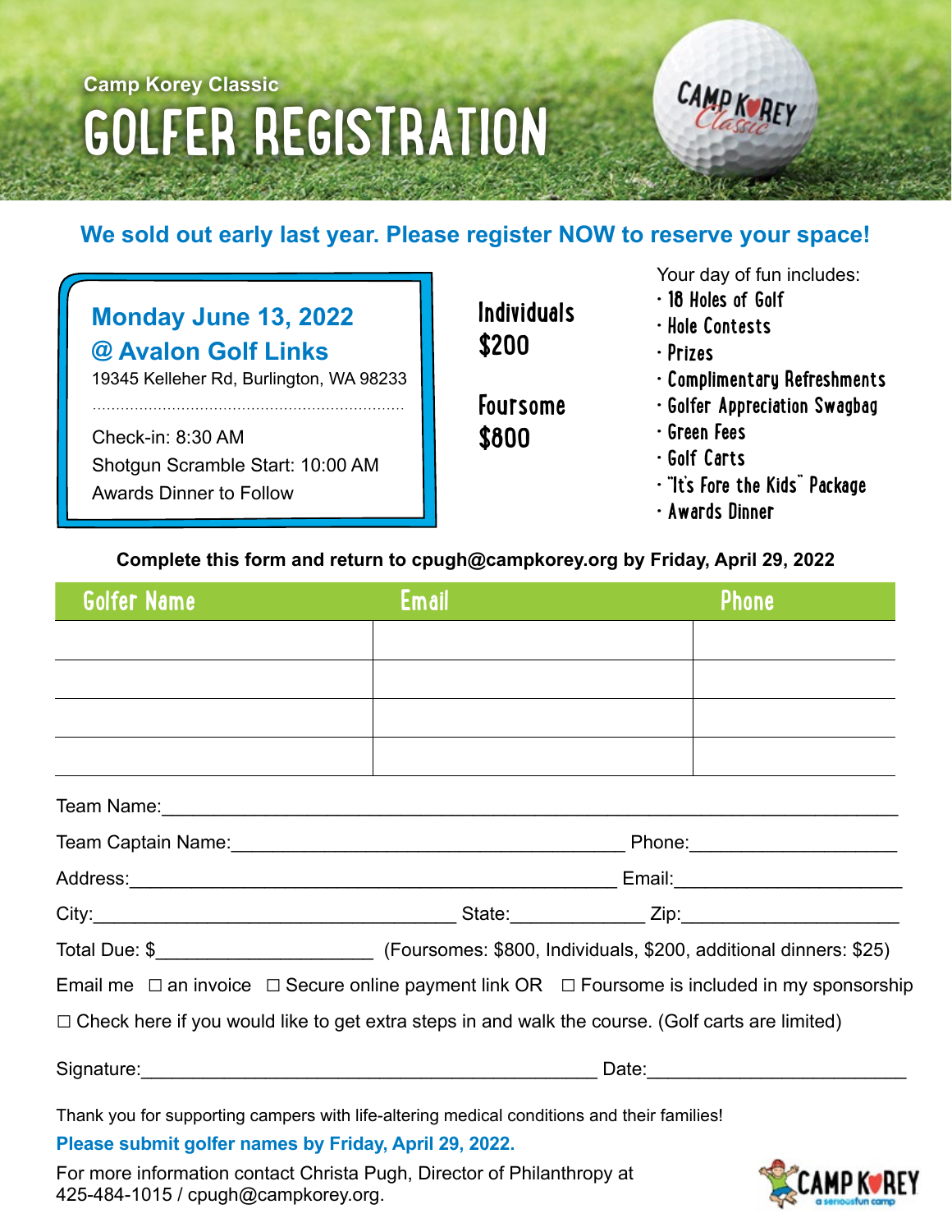Camp Korey Classic

# GOLFER REGISTRATION

## We sold out early last year. Please register NOW to reserve your space!

**Monday June 13, 2022**
**@ Avalon Golf Links**
19345 Kelleher Rd, Burlington, WA 98233

Check-in: 8:30 AM
Shotgun Scramble Start: 10:00 AM
Awards Dinner to Follow

**Individuals**
**$200**

**Foursome**
**$800**

Your day of fun includes:

- 18 Holes of Golf
- Hole Contests
- Prizes
- Complimentary Refreshments
- Golfer Appreciation Swagbag
- Green Fees
- Golf Carts
- "It's Fore the Kids" Package
- Awards Dinner

**Complete this form and return to cpugh@campkorey.org by Friday, April 29, 2022**

| Golfer Name | Email | Phone |
|---|---|---|
| | | |
| | | |
| | | |
| | | |

Team Name:______________________________________________

Team Captain Name:____________________________ Phone:________________

Address:____________________________________ Email:__________________

City:___________________________ State:__________ Zip:________________

Total Due: $________________ (Foursomes: $800, Individuals, $200, additional dinners: $25)

Email me ☐ an invoice ☐ Secure online payment link OR ☐ Foursome is included in my sponsorship

☐ Check here if you would like to get extra steps in and walk the course. (Golf carts are limited)

Signature:___________________________________ Date:____________________

Thank you for supporting campers with life-altering medical conditions and their families!

**Please submit golfer names by Friday, April 29, 2022.**

For more information contact Christa Pugh, Director of Philanthropy at 425-484-1015 / cpugh@campkorey.org.

CAMP KOREY
a seriousfun camp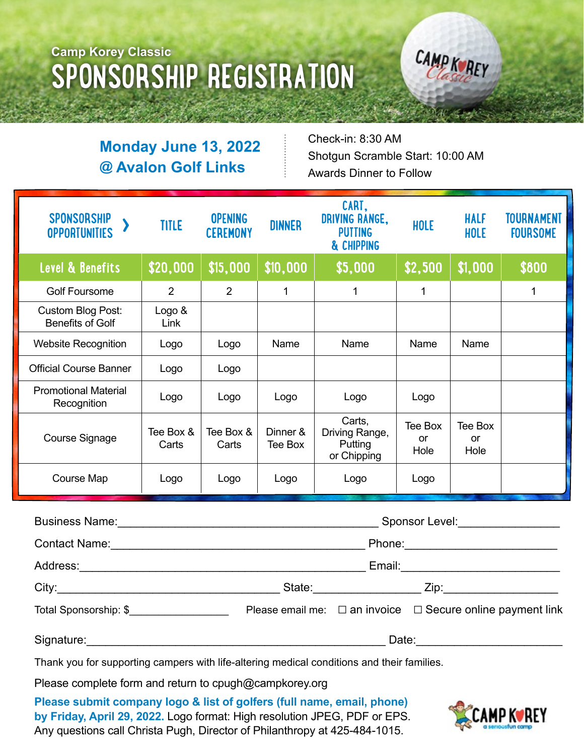Camp Korey Classic

# SPONSORSHIP REGISTRATION

**Monday June 13, 2022**
**@ Avalon Golf Links**

Check-in: 8:30 AM
Shotgun Scramble Start: 10:00 AM
Awards Dinner to Follow

| SPONSORSHIP OPPORTUNITIES › | TITLE | OPENING CEREMONY | DINNER | CART, DRIVING RANGE, PUTTING & CHIPPING | HOLE | HALF HOLE | TOURNAMENT FOURSOME |
|---|---|---|---|---|---|---|---|
| **Level & Benefits** | **$20,000** | **$15,000** | **$10,000** | **$5,000** | **$2,500** | **$1,000** | **$800** |
| Golf Foursome | 2 | 2 | 1 | 1 | 1 | | 1 |
| Custom Blog Post: Benefits of Golf | Logo & Link | | | | | | |
| Website Recognition | Logo | Logo | Name | Name | Name | Name | |
| Official Course Banner | Logo | Logo | | | | | |
| Promotional Material Recognition | Logo | Logo | Logo | Logo | Logo | | |
| Course Signage | Tee Box & Carts | Tee Box & Carts | Dinner & Tee Box | Carts, Driving Range, Putting or Chipping | Tee Box or Hole | Tee Box or Hole | |
| Course Map | Logo | Logo | Logo | Logo | Logo | | |

Business Name:________________________ Sponsor Level:______________

Contact Name:________________________ Phone:______________

Address:________________________ Email:______________

City:________________ State:____________ Zip:____________

Total Sponsorship: $______________ Please email me: ☐ an invoice ☐ Secure online payment link

Signature:________________________ Date:______________

Thank you for supporting campers with life-altering medical conditions and their families.

Please complete form and return to cpugh@campkorey.org

**Please submit company logo & list of golfers (full name, email, phone) by Friday, April 29, 2022.** Logo format: High resolution JPEG, PDF or EPS. Any questions call Christa Pugh, Director of Philanthropy at 425-484-1015.

CAMP KOREY
a seriousfun camp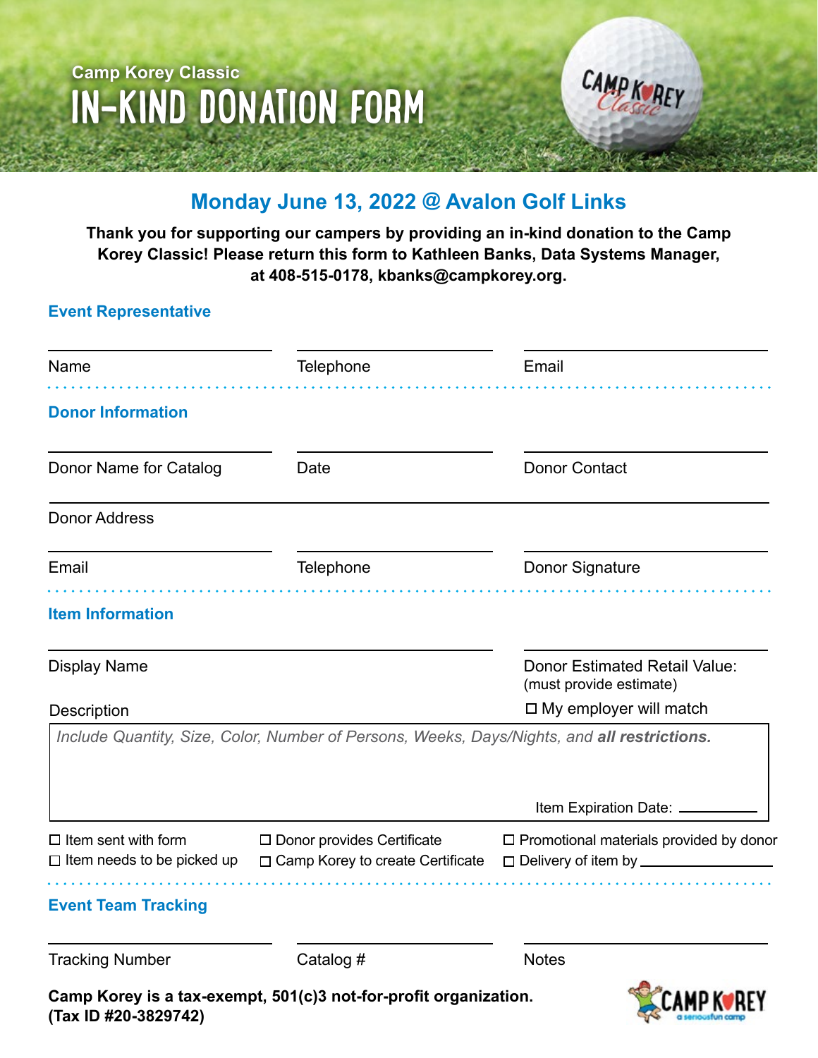Camp Korey Classic

# IN-KIND DONATION FORM

## Monday June 13, 2022 @ Avalon Golf Links

**Thank you for supporting our campers by providing an in-kind donation to the Camp Korey Classic! Please return this form to Kathleen Banks, Data Systems Manager, at 408-515-0178, kbanks@campkorey.org.**

### Event Representative

Name ____________ Telephone ____________ Email ____________

### Donor Information

Donor Name for Catalog ____________ Date ____________ Donor Contact ____________

Donor Address ____________

Email ____________ Telephone ____________ Donor Signature ____________

### Item Information

Display Name ____________

Donor Estimated Retail Value: ____________
(must provide estimate)

☐ My employer will match

Description

*Include Quantity, Size, Color, Number of Persons, Weeks, Days/Nights, and **all restrictions.***

Item Expiration Date: ____________

☐ Item sent with form
☐ Item needs to be picked up

☐ Donor provides Certificate
☐ Camp Korey to create Certificate

☐ Promotional materials provided by donor
☐ Delivery of item by ____________

### Event Team Tracking

Tracking Number ____________ Catalog # ____________ Notes ____________

**Camp Korey is a tax-exempt, 501(c)3 not-for-profit organization.
(Tax ID #20-3829742)**